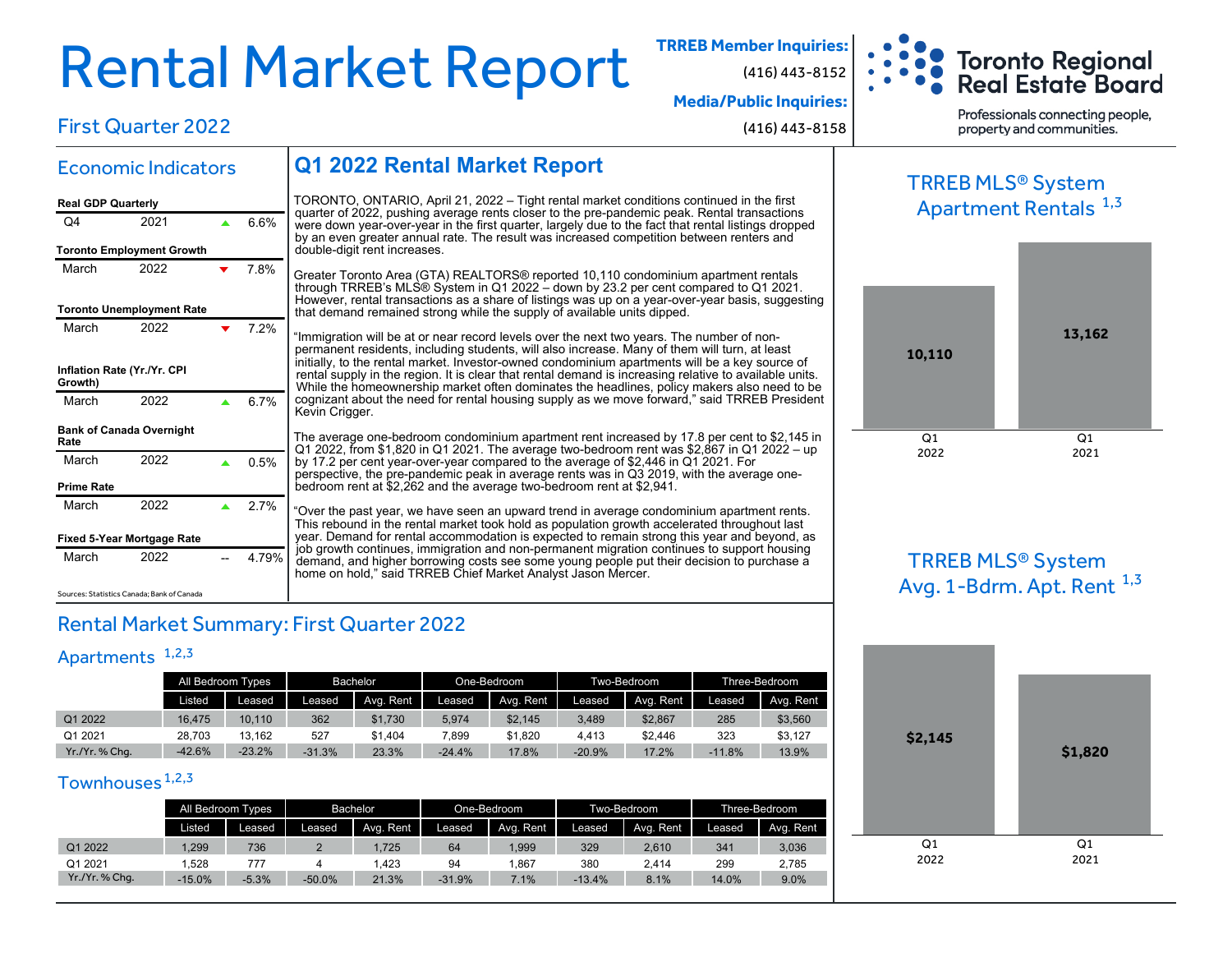# Rental Market Report

## First Quarter 2022

**TRREB Member Inquiries:**
(416) 443-8152

**Media/Public Inquiries:**
(416) 443-8158

Toronto Regional Real Estate Board
Professionals connecting people, property and communities.

## Economic Indicators

| Indicator | Period | Year | Trend | Value |
|---|---|---|---|---|
| **Real GDP Quarterly** | Q4 | 2021 | ▲ | 6.6% |
| **Toronto Employment Growth** | March | 2022 | ▼ | 7.8% |
| **Toronto Unemployment Rate** | March | 2022 | ▼ | 7.2% |
| **Inflation Rate (Yr./Yr. CPI Growth)** | March | 2022 | ▲ | 6.7% |
| **Bank of Canada Overnight Rate** | March | 2022 | ▲ | 0.5% |
| **Prime Rate** | March | 2022 | ▲ | 2.7% |
| **Fixed 5-Year Mortgage Rate** | March | 2022 | -- | 4.79% |

Sources: Statistics Canada; Bank of Canada

## Q1 2022 Rental Market Report

TORONTO, ONTARIO, April 21, 2022 – Tight rental market conditions continued in the first quarter of 2022, pushing average rents closer to the pre-pandemic peak. Rental transactions were down year-over-year in the first quarter, largely due to the fact that rental listings dropped by an even greater annual rate. The result was increased competition between renters and double-digit rent increases.

Greater Toronto Area (GTA) REALTORS® reported 10,110 condominium apartment rentals through TRREB's MLS® System in Q1 2022 – down by 23.2 per cent compared to Q1 2021. However, rental transactions as a share of listings was up on a year-over-year basis, suggesting that demand remained strong while the supply of available units dipped.

"Immigration will be at or near record levels over the next two years. The number of non-permanent residents, including students, will also increase. Many of them will turn, at least initially, to the rental market. Investor-owned condominium apartments will be a key source of rental supply in the region. It is clear that rental demand is increasing relative to available units. While the homeownership market often dominates the headlines, policy makers also need to be cognizant about the need for rental housing supply as we move forward," said TRREB President Kevin Crigger.

The average one-bedroom condominium apartment rent increased by 17.8 per cent to $2,145 in Q1 2022, from $1,820 in Q1 2021. The average two-bedroom rent was $2,867 in Q1 2022 – up by 17.2 per cent year-over-year compared to the average of $2,446 in Q1 2021. For perspective, the pre-pandemic peak in average rents was in Q3 2019, with the average one-bedroom rent at $2,262 and the average two-bedroom rent at $2,941.

"Over the past year, we have seen an upward trend in average condominium apartment rents. This rebound in the rental market took hold as population growth accelerated throughout last year. Demand for rental accommodation is expected to remain strong this year and beyond, as job growth continues, immigration and non-permanent migration continues to support housing demand, and higher borrowing costs see some young people put their decision to purchase a home on hold," said TRREB Chief Market Analyst Jason Mercer.

### TRREB MLS® System Apartment Rentals [1,3]

| Q1 2022 | Q1 2021 |
|---|---|
| 10,110 | 13,162 |

### TRREB MLS® System Avg. 1-Bdrm. Apt. Rent [1,3]

| Q1 2022 | Q1 2021 |
|---|---|
| $2,145 | $1,820 |

## Rental Market Summary: First Quarter 2022

### Apartments [1,2,3]

| | All Bedroom Types | | Bachelor | | One-Bedroom | | Two-Bedroom | | Three-Bedroom | |
|---|---|---|---|---|---|---|---|---|---|---|
| | Listed | Leased | Leased | Avg. Rent | Leased | Avg. Rent | Leased | Avg. Rent | Leased | Avg. Rent |
| Q1 2022 | 16,475 | 10,110 | 362 | $1,730 | 5,974 | $2,145 | 3,489 | $2,867 | 285 | $3,560 |
| Q1 2021 | 28,703 | 13,162 | 527 | $1,404 | 7,899 | $1,820 | 4,413 | $2,446 | 323 | $3,127 |
| Yr./Yr. % Chg. | -42.6% | -23.2% | -31.3% | 23.3% | -24.4% | 17.8% | -20.9% | 17.2% | -11.8% | 13.9% |

### Townhouses [1,2,3]

| | All Bedroom Types | | Bachelor | | One-Bedroom | | Two-Bedroom | | Three-Bedroom | |
|---|---|---|---|---|---|---|---|---|---|---|
| | Listed | Leased | Leased | Avg. Rent | Leased | Avg. Rent | Leased | Avg. Rent | Leased | Avg. Rent |
| Q1 2022 | 1,299 | 736 | 2 | 1,725 | 64 | 1,999 | 329 | 2,610 | 341 | 3,036 |
| Q1 2021 | 1,528 | 777 | 4 | 1,423 | 94 | 1,867 | 380 | 2,414 | 299 | 2,785 |
| Yr./Yr. % Chg. | -15.0% | -5.3% | -50.0% | 21.3% | -31.9% | 7.1% | -13.4% | 8.1% | 14.0% | 9.0% |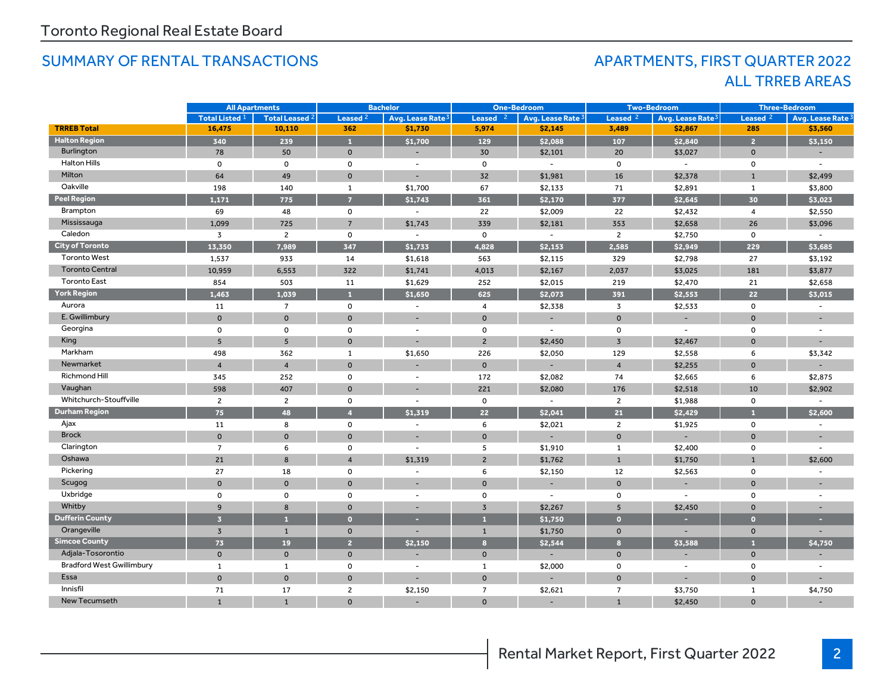Toronto Regional Real Estate Board

## SUMMARY OF RENTAL TRANSACTIONS

## APARTMENTS, FIRST QUARTER 2022
## ALL TRREB AREAS

| | All Apartments | | Bachelor | | One-Bedroom | | Two-Bedroom | | Three-Bedroom | |
|---|---|---|---|---|---|---|---|---|---|---|
| | Total Listed [1] | Total Leased [2] | Leased [2] | Avg. Lease Rate [3] | Leased [2] | Avg. Lease Rate [3] | Leased [2] | Avg. Lease Rate [3] | Leased [2] | Avg. Lease Rate [3] |
| **TRREB Total** | **16,475** | **10,110** | **362** | **$1,730** | **5,974** | **$2,145** | **3,489** | **$2,867** | **285** | **$3,560** |
| **Halton Region** | **340** | **239** | **1** | **$1,700** | **129** | **$2,088** | **107** | **$2,840** | **2** | **$3,150** |
| Burlington | 78 | 50 | 0 | - | 30 | $2,101 | 20 | $3,027 | 0 | - |
| Halton Hills | 0 | 0 | 0 | - | 0 | - | 0 | - | 0 | - |
| Milton | 64 | 49 | 0 | - | 32 | $1,981 | 16 | $2,378 | 1 | $2,499 |
| Oakville | 198 | 140 | 1 | $1,700 | 67 | $2,133 | 71 | $2,891 | 1 | $3,800 |
| **Peel Region** | **1,171** | **775** | **7** | **$1,743** | **361** | **$2,170** | **377** | **$2,645** | **30** | **$3,023** |
| Brampton | 69 | 48 | 0 | - | 22 | $2,009 | 22 | $2,432 | 4 | $2,550 |
| Mississauga | 1,099 | 725 | 7 | $1,743 | 339 | $2,181 | 353 | $2,658 | 26 | $3,096 |
| Caledon | 3 | 2 | 0 | - | 0 | - | 2 | $2,750 | 0 | - |
| **City of Toronto** | **13,350** | **7,989** | **347** | **$1,733** | **4,828** | **$2,153** | **2,585** | **$2,949** | **229** | **$3,685** |
| Toronto West | 1,537 | 933 | 14 | $1,618 | 563 | $2,115 | 329 | $2,798 | 27 | $3,192 |
| Toronto Central | 10,959 | 6,553 | 322 | $1,741 | 4,013 | $2,167 | 2,037 | $3,025 | 181 | $3,877 |
| Toronto East | 854 | 503 | 11 | $1,629 | 252 | $2,015 | 219 | $2,470 | 21 | $2,658 |
| **York Region** | **1,463** | **1,039** | **1** | **$1,650** | **625** | **$2,073** | **391** | **$2,553** | **22** | **$3,015** |
| Aurora | 11 | 7 | 0 | - | 4 | $2,338 | 3 | $2,533 | 0 | - |
| E. Gwillimbury | 0 | 0 | 0 | - | 0 | - | 0 | - | 0 | - |
| Georgina | 0 | 0 | 0 | - | 0 | - | 0 | - | 0 | - |
| King | 5 | 5 | 0 | - | 2 | $2,450 | 3 | $2,467 | 0 | - |
| Markham | 498 | 362 | 1 | $1,650 | 226 | $2,050 | 129 | $2,558 | 6 | $3,342 |
| Newmarket | 4 | 4 | 0 | - | 0 | - | 4 | $2,255 | 0 | - |
| Richmond Hill | 345 | 252 | 0 | - | 172 | $2,082 | 74 | $2,665 | 6 | $2,875 |
| Vaughan | 598 | 407 | 0 | - | 221 | $2,080 | 176 | $2,518 | 10 | $2,902 |
| Whitchurch-Stouffville | 2 | 2 | 0 | - | 0 | - | 2 | $1,988 | 0 | - |
| **Durham Region** | **75** | **48** | **4** | **$1,319** | **22** | **$2,041** | **21** | **$2,429** | **1** | **$2,600** |
| Ajax | 11 | 8 | 0 | - | 6 | $2,021 | 2 | $1,925 | 0 | - |
| Brock | 0 | 0 | 0 | - | 0 | - | 0 | - | 0 | - |
| Clarington | 7 | 6 | 0 | - | 5 | $1,910 | 1 | $2,400 | 0 | - |
| Oshawa | 21 | 8 | 4 | $1,319 | 2 | $1,762 | 1 | $1,750 | 1 | $2,600 |
| Pickering | 27 | 18 | 0 | - | 6 | $2,150 | 12 | $2,563 | 0 | - |
| Scugog | 0 | 0 | 0 | - | 0 | - | 0 | - | 0 | - |
| Uxbridge | 0 | 0 | 0 | - | 0 | - | 0 | - | 0 | - |
| Whitby | 9 | 8 | 0 | - | 3 | $2,267 | 5 | $2,450 | 0 | - |
| **Dufferin County** | **3** | **1** | **0** | **-** | **1** | **$1,750** | **0** | **-** | **0** | **-** |
| Orangeville | 3 | 1 | 0 | - | 1 | $1,750 | 0 | - | 0 | - |
| **Simcoe County** | **73** | **19** | **2** | **$2,150** | **8** | **$2,544** | **8** | **$3,588** | **1** | **$4,750** |
| Adjala-Tosorontio | 0 | 0 | 0 | - | 0 | - | 0 | - | 0 | - |
| Bradford West Gwillimbury | 1 | 1 | 0 | - | 1 | $2,000 | 0 | - | 0 | - |
| Essa | 0 | 0 | 0 | - | 0 | - | 0 | - | 0 | - |
| Innisfil | 71 | 17 | 2 | $2,150 | 7 | $2,621 | 7 | $3,750 | 1 | $4,750 |
| New Tecumseth | 1 | 1 | 0 | - | 0 | - | 1 | $2,450 | 0 | - |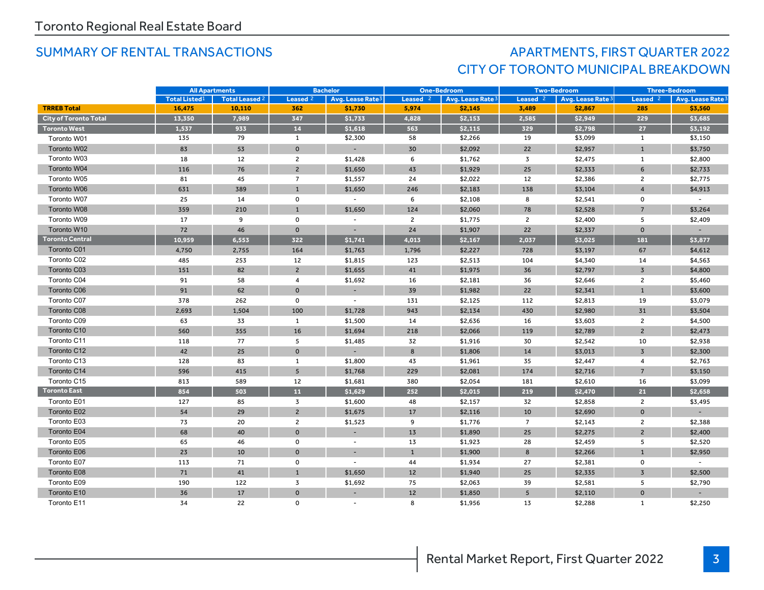Toronto Regional Real Estate Board

## SUMMARY OF RENTAL TRANSACTIONS

## APARTMENTS, FIRST QUARTER 2022
## CITY OF TORONTO MUNICIPAL BREAKDOWN

| | All Apartments | | Bachelor | | One-Bedroom | | Two-Bedroom | | Three-Bedroom | |
|---|---|---|---|---|---|---|---|---|---|---|
| | Total Listed[1] | Total Leased[2] | Leased[2] | Avg. Lease Rate[3] | Leased[2] | Avg. Lease Rate[3] | Leased[2] | Avg. Lease Rate[3] | Leased[2] | Avg. Lease Rate[3] |
| **TRREB Total** | **16,475** | **10,110** | **362** | **$1,730** | **5,974** | **$2,145** | **3,489** | **$2,867** | **285** | **$3,560** |
| **City of Toronto Total** | **13,350** | **7,989** | **347** | **$1,733** | **4,828** | **$2,153** | **2,585** | **$2,949** | **229** | **$3,685** |
| **Toronto West** | **1,537** | **933** | **14** | **$1,618** | **563** | **$2,115** | **329** | **$2,798** | **27** | **$3,192** |
| Toronto W01 | 135 | 79 | 1 | $2,300 | 58 | $2,266 | 19 | $3,099 | 1 | $3,150 |
| Toronto W02 | 83 | 53 | 0 | - | 30 | $2,092 | 22 | $2,957 | 1 | $3,750 |
| Toronto W03 | 18 | 12 | 2 | $1,428 | 6 | $1,762 | 3 | $2,475 | 1 | $2,800 |
| Toronto W04 | 116 | 76 | 2 | $1,650 | 43 | $1,929 | 25 | $2,333 | 6 | $2,733 |
| Toronto W05 | 81 | 45 | 7 | $1,557 | 24 | $2,022 | 12 | $2,386 | 2 | $2,775 |
| Toronto W06 | 631 | 389 | 1 | $1,650 | 246 | $2,183 | 138 | $3,104 | 4 | $4,913 |
| Toronto W07 | 25 | 14 | 0 | - | 6 | $2,108 | 8 | $2,541 | 0 | - |
| Toronto W08 | 359 | 210 | 1 | $1,650 | 124 | $2,060 | 78 | $2,528 | 7 | $3,264 |
| Toronto W09 | 17 | 9 | 0 | - | 2 | $1,775 | 2 | $2,400 | 5 | $2,409 |
| Toronto W10 | 72 | 46 | 0 | - | 24 | $1,907 | 22 | $2,337 | 0 | - |
| **Toronto Central** | **10,959** | **6,553** | **322** | **$1,741** | **4,013** | **$2,167** | **2,037** | **$3,025** | **181** | **$3,877** |
| Toronto C01 | 4,750 | 2,755 | 164 | $1,763 | 1,796 | $2,227 | 728 | $3,197 | 67 | $4,612 |
| Toronto C02 | 485 | 253 | 12 | $1,815 | 123 | $2,513 | 104 | $4,340 | 14 | $4,563 |
| Toronto C03 | 151 | 82 | 2 | $1,655 | 41 | $1,975 | 36 | $2,797 | 3 | $4,800 |
| Toronto C04 | 91 | 58 | 4 | $1,692 | 16 | $2,181 | 36 | $2,646 | 2 | $5,460 |
| Toronto C06 | 91 | 62 | 0 | - | 39 | $1,982 | 22 | $2,341 | 1 | $3,600 |
| Toronto C07 | 378 | 262 | 0 | - | 131 | $2,125 | 112 | $2,813 | 19 | $3,079 |
| Toronto C08 | 2,693 | 1,504 | 100 | $1,728 | 943 | $2,134 | 430 | $2,980 | 31 | $3,504 |
| Toronto C09 | 63 | 33 | 1 | $1,500 | 14 | $2,636 | 16 | $3,603 | 2 | $4,500 |
| Toronto C10 | 560 | 355 | 16 | $1,694 | 218 | $2,066 | 119 | $2,789 | 2 | $2,473 |
| Toronto C11 | 118 | 77 | 5 | $1,485 | 32 | $1,916 | 30 | $2,542 | 10 | $2,938 |
| Toronto C12 | 42 | 25 | 0 | - | 8 | $1,806 | 14 | $3,013 | 3 | $2,300 |
| Toronto C13 | 128 | 83 | 1 | $1,800 | 43 | $1,961 | 35 | $2,447 | 4 | $2,763 |
| Toronto C14 | 596 | 415 | 5 | $1,768 | 229 | $2,081 | 174 | $2,716 | 7 | $3,150 |
| Toronto C15 | 813 | 589 | 12 | $1,681 | 380 | $2,054 | 181 | $2,610 | 16 | $3,099 |
| **Toronto East** | **854** | **503** | **11** | **$1,629** | **252** | **$2,015** | **219** | **$2,470** | **21** | **$2,658** |
| Toronto E01 | 127 | 85 | 3 | $1,600 | 48 | $2,157 | 32 | $2,858 | 2 | $3,495 |
| Toronto E02 | 54 | 29 | 2 | $1,675 | 17 | $2,116 | 10 | $2,690 | 0 | - |
| Toronto E03 | 73 | 20 | 2 | $1,523 | 9 | $1,776 | 7 | $2,143 | 2 | $2,388 |
| Toronto E04 | 68 | 40 | 0 | - | 13 | $1,890 | 25 | $2,275 | 2 | $2,400 |
| Toronto E05 | 65 | 46 | 0 | - | 13 | $1,923 | 28 | $2,459 | 5 | $2,520 |
| Toronto E06 | 23 | 10 | 0 | - | 1 | $1,900 | 8 | $2,266 | 1 | $2,950 |
| Toronto E07 | 113 | 71 | 0 | - | 44 | $1,934 | 27 | $2,381 | 0 | - |
| Toronto E08 | 71 | 41 | 1 | $1,650 | 12 | $1,940 | 25 | $2,335 | 3 | $2,500 |
| Toronto E09 | 190 | 122 | 3 | $1,692 | 75 | $2,063 | 39 | $2,581 | 5 | $2,790 |
| Toronto E10 | 36 | 17 | 0 | - | 12 | $1,850 | 5 | $2,110 | 0 | - |
| Toronto E11 | 34 | 22 | 0 | - | 8 | $1,956 | 13 | $2,288 | 1 | $2,250 |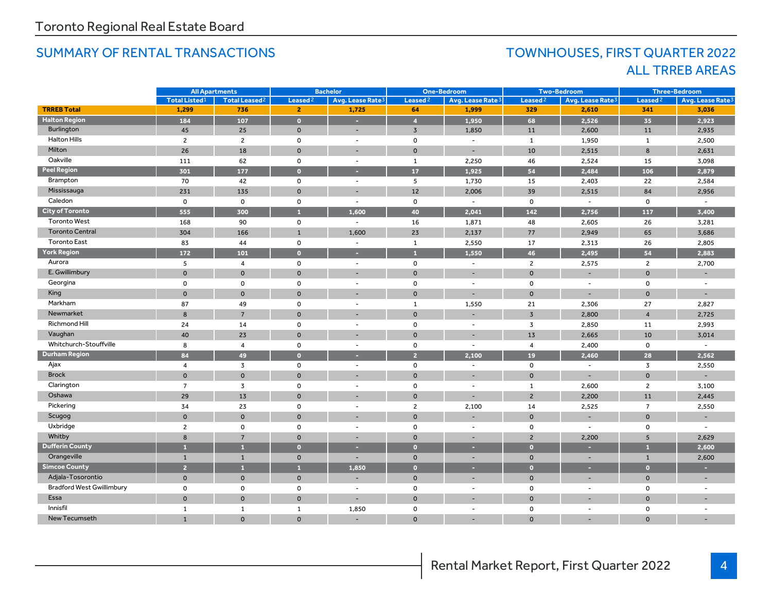Toronto Regional Real Estate Board

## SUMMARY OF RENTAL TRANSACTIONS

## TOWNHOUSES, FIRST QUARTER 2022 ALL TRREB AREAS

| | All Apartments | | Bachelor | | One-Bedroom | | Two-Bedroom | | Three-Bedroom | |
|---|---|---|---|---|---|---|---|---|---|---|
| | Total Listed[1] | Total Leased[2] | Leased[2] | Avg. Lease Rate[3] | Leased[2] | Avg. Lease Rate[3] | Leased[2] | Avg. Lease Rate[3] | Leased[2] | Avg. Lease Rate[3] |
| **TRREB Total** | **1,299** | **736** | **2** | **1,725** | **64** | **1,999** | **329** | **2,610** | **341** | **3,036** |
| **Halton Region** | **184** | **107** | **0** | **-** | **4** | **1,950** | **68** | **2,526** | **35** | **2,923** |
| Burlington | 45 | 25 | 0 | - | 3 | 1,850 | 11 | 2,600 | 11 | 2,935 |
| Halton Hills | 2 | 2 | 0 | - | 0 | - | 1 | 1,950 | 1 | 2,500 |
| Milton | 26 | 18 | 0 | - | 0 | - | 10 | 2,515 | 8 | 2,631 |
| Oakville | 111 | 62 | 0 | - | 1 | 2,250 | 46 | 2,524 | 15 | 3,098 |
| **Peel Region** | **301** | **177** | **0** | **-** | **17** | **1,925** | **54** | **2,484** | **106** | **2,879** |
| Brampton | 70 | 42 | 0 | - | 5 | 1,730 | 15 | 2,403 | 22 | 2,584 |
| Mississauga | 231 | 135 | 0 | - | 12 | 2,006 | 39 | 2,515 | 84 | 2,956 |
| Caledon | 0 | 0 | 0 | - | 0 | - | 0 | - | 0 | - |
| **City of Toronto** | **555** | **300** | **1** | **1,600** | **40** | **2,041** | **142** | **2,756** | **117** | **3,400** |
| Toronto West | 168 | 90 | 0 | - | 16 | 1,871 | 48 | 2,605 | 26 | 3,281 |
| Toronto Central | 304 | 166 | 1 | 1,600 | 23 | 2,137 | 77 | 2,949 | 65 | 3,686 |
| Toronto East | 83 | 44 | 0 | - | 1 | 2,550 | 17 | 2,313 | 26 | 2,805 |
| **York Region** | **172** | **101** | **0** | **-** | **1** | **1,550** | **46** | **2,495** | **54** | **2,883** |
| Aurora | 5 | 4 | 0 | - | 0 | - | 2 | 2,575 | 2 | 2,700 |
| E. Gwillimbury | 0 | 0 | 0 | - | 0 | - | 0 | - | 0 | - |
| Georgina | 0 | 0 | 0 | - | 0 | - | 0 | - | 0 | - |
| King | 0 | 0 | 0 | - | 0 | - | 0 | - | 0 | - |
| Markham | 87 | 49 | 0 | - | 1 | 1,550 | 21 | 2,306 | 27 | 2,827 |
| Newmarket | 8 | 7 | 0 | - | 0 | - | 3 | 2,800 | 4 | 2,725 |
| Richmond Hill | 24 | 14 | 0 | - | 0 | - | 3 | 2,850 | 11 | 2,993 |
| Vaughan | 40 | 23 | 0 | - | 0 | - | 13 | 2,665 | 10 | 3,014 |
| Whitchurch-Stouffville | 8 | 4 | 0 | - | 0 | - | 4 | 2,400 | 0 | - |
| **Durham Region** | **84** | **49** | **0** | **-** | **2** | **2,100** | **19** | **2,460** | **28** | **2,562** |
| Ajax | 4 | 3 | 0 | - | 0 | - | 0 | - | 3 | 2,550 |
| Brock | 0 | 0 | 0 | - | 0 | - | 0 | - | 0 | - |
| Clarington | 7 | 3 | 0 | - | 0 | - | 1 | 2,600 | 2 | 3,100 |
| Oshawa | 29 | 13 | 0 | - | 0 | - | 2 | 2,200 | 11 | 2,445 |
| Pickering | 34 | 23 | 0 | - | 2 | 2,100 | 14 | 2,525 | 7 | 2,550 |
| Scugog | 0 | 0 | 0 | - | 0 | - | 0 | - | 0 | - |
| Uxbridge | 2 | 0 | 0 | - | 0 | - | 0 | - | 0 | - |
| Whitby | 8 | 7 | 0 | - | 0 | - | 2 | 2,200 | 5 | 2,629 |
| **Dufferin County** | **1** | **1** | **0** | **-** | **0** | **-** | **0** | **-** | **1** | **2,600** |
| Orangeville | 1 | 1 | 0 | - | 0 | - | 0 | - | 1 | 2,600 |
| **Simcoe County** | **2** | **1** | **1** | **1,850** | **0** | **-** | **0** | **-** | **0** | **-** |
| Adjala-Tosorontio | 0 | 0 | 0 | - | 0 | - | 0 | - | 0 | - |
| Bradford West Gwillimbury | 0 | 0 | 0 | - | 0 | - | 0 | - | 0 | - |
| Essa | 0 | 0 | 0 | - | 0 | - | 0 | - | 0 | - |
| Innisfil | 1 | 1 | 1 | 1,850 | 0 | - | 0 | - | 0 | - |
| New Tecumseth | 1 | 0 | 0 | - | 0 | - | 0 | - | 0 | - |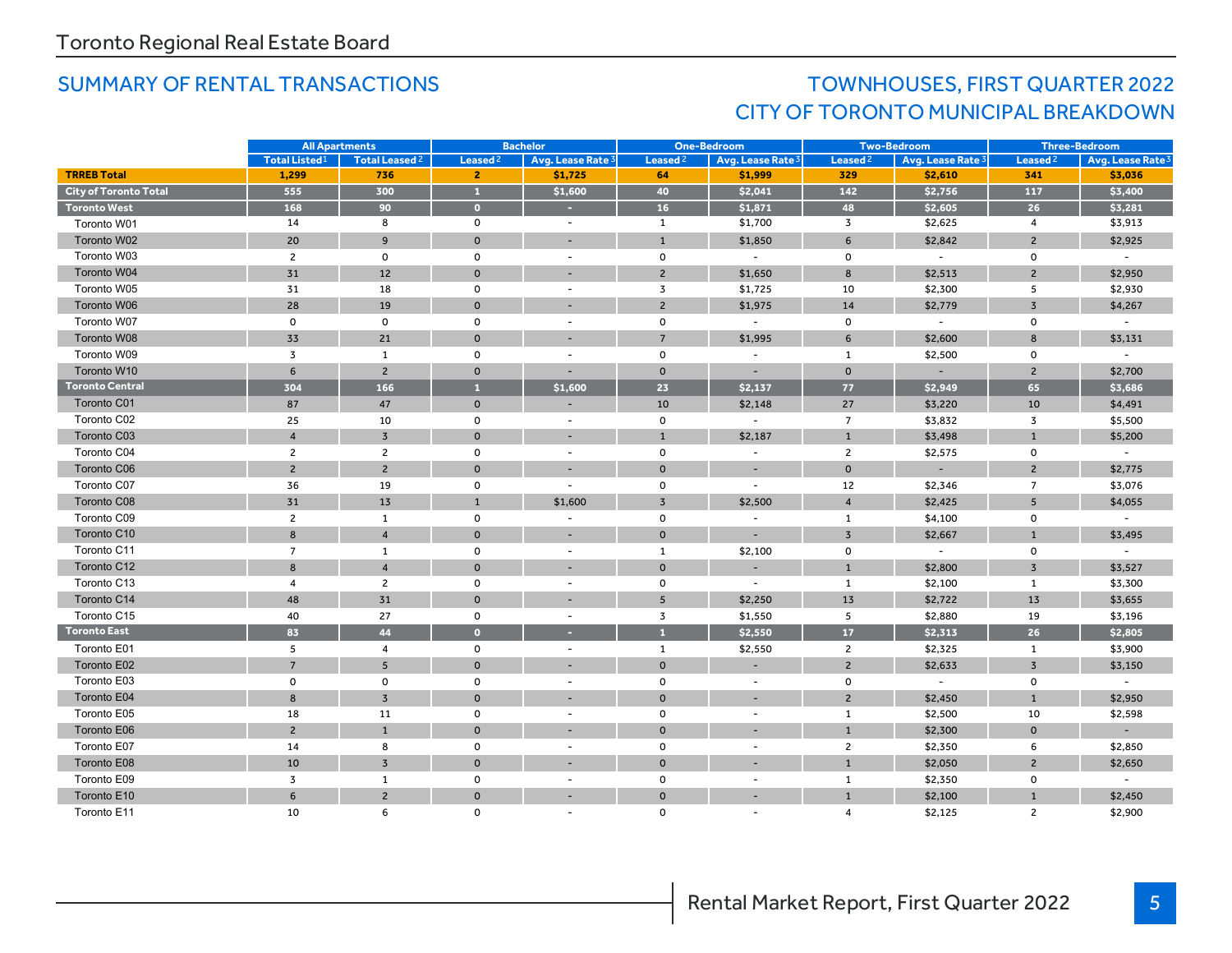Toronto Regional Real Estate Board

## SUMMARY OF RENTAL TRANSACTIONS

## TOWNHOUSES, FIRST QUARTER 2022
## CITY OF TORONTO MUNICIPAL BREAKDOWN

| | All Apartments | | Bachelor | | One-Bedroom | | Two-Bedroom | | Three-Bedroom | |
|---|---|---|---|---|---|---|---|---|---|---|
| | Total Listed[1] | Total Leased[2] | Leased[2] | Avg. Lease Rate[3] | Leased[2] | Avg. Lease Rate[3] | Leased[2] | Avg. Lease Rate[3] | Leased[2] | Avg. Lease Rate[3] |
| **TRREB Total** | **1,299** | **736** | **2** | **$1,725** | **64** | **$1,999** | **329** | **$2,610** | **341** | **$3,036** |
| **City of Toronto Total** | **555** | **300** | **1** | **$1,600** | **40** | **$2,041** | **142** | **$2,756** | **117** | **$3,400** |
| **Toronto West** | **168** | **90** | **0** | **-** | **16** | **$1,871** | **48** | **$2,605** | **26** | **$3,281** |
| Toronto W01 | 14 | 8 | 0 | - | 1 | $1,700 | 3 | $2,625 | 4 | $3,913 |
| Toronto W02 | 20 | 9 | 0 | - | 1 | $1,850 | 6 | $2,842 | 2 | $2,925 |
| Toronto W03 | 2 | 0 | 0 | - | 0 | - | 0 | - | 0 | - |
| Toronto W04 | 31 | 12 | 0 | - | 2 | $1,650 | 8 | $2,513 | 2 | $2,950 |
| Toronto W05 | 31 | 18 | 0 | - | 3 | $1,725 | 10 | $2,300 | 5 | $2,930 |
| Toronto W06 | 28 | 19 | 0 | - | 2 | $1,975 | 14 | $2,779 | 3 | $4,267 |
| Toronto W07 | 0 | 0 | 0 | - | 0 | - | 0 | - | 0 | - |
| Toronto W08 | 33 | 21 | 0 | - | 7 | $1,995 | 6 | $2,600 | 8 | $3,131 |
| Toronto W09 | 3 | 1 | 0 | - | 0 | - | 1 | $2,500 | 0 | - |
| Toronto W10 | 6 | 2 | 0 | - | 0 | - | 0 | - | 2 | $2,700 |
| **Toronto Central** | **304** | **166** | **1** | **$1,600** | **23** | **$2,137** | **77** | **$2,949** | **65** | **$3,686** |
| Toronto C01 | 87 | 47 | 0 | - | 10 | $2,148 | 27 | $3,220 | 10 | $4,491 |
| Toronto C02 | 25 | 10 | 0 | - | 0 | - | 7 | $3,832 | 3 | $5,500 |
| Toronto C03 | 4 | 3 | 0 | - | 1 | $2,187 | 1 | $3,498 | 1 | $5,200 |
| Toronto C04 | 2 | 2 | 0 | - | 0 | - | 2 | $2,575 | 0 | - |
| Toronto C06 | 2 | 2 | 0 | - | 0 | - | 0 | - | 2 | $2,775 |
| Toronto C07 | 36 | 19 | 0 | - | 0 | - | 12 | $2,346 | 7 | $3,076 |
| Toronto C08 | 31 | 13 | 1 | $1,600 | 3 | $2,500 | 4 | $2,425 | 5 | $4,055 |
| Toronto C09 | 2 | 1 | 0 | - | 0 | - | 1 | $4,100 | 0 | - |
| Toronto C10 | 8 | 4 | 0 | - | 0 | - | 3 | $2,667 | 1 | $3,495 |
| Toronto C11 | 7 | 1 | 0 | - | 1 | $2,100 | 0 | - | 0 | - |
| Toronto C12 | 8 | 4 | 0 | - | 0 | - | 1 | $2,800 | 3 | $3,527 |
| Toronto C13 | 4 | 2 | 0 | - | 0 | - | 1 | $2,100 | 1 | $3,300 |
| Toronto C14 | 48 | 31 | 0 | - | 5 | $2,250 | 13 | $2,722 | 13 | $3,655 |
| Toronto C15 | 40 | 27 | 0 | - | 3 | $1,550 | 5 | $2,880 | 19 | $3,196 |
| **Toronto East** | **83** | **44** | **0** | **-** | **1** | **$2,550** | **17** | **$2,313** | **26** | **$2,805** |
| Toronto E01 | 5 | 4 | 0 | - | 1 | $2,550 | 2 | $2,325 | 1 | $3,900 |
| Toronto E02 | 7 | 5 | 0 | - | 0 | - | 2 | $2,633 | 3 | $3,150 |
| Toronto E03 | 0 | 0 | 0 | - | 0 | - | 0 | - | 0 | - |
| Toronto E04 | 8 | 3 | 0 | - | 0 | - | 2 | $2,450 | 1 | $2,950 |
| Toronto E05 | 18 | 11 | 0 | - | 0 | - | 1 | $2,500 | 10 | $2,598 |
| Toronto E06 | 2 | 1 | 0 | - | 0 | - | 1 | $2,300 | 0 | - |
| Toronto E07 | 14 | 8 | 0 | - | 0 | - | 2 | $2,350 | 6 | $2,850 |
| Toronto E08 | 10 | 3 | 0 | - | 0 | - | 1 | $2,050 | 2 | $2,650 |
| Toronto E09 | 3 | 1 | 0 | - | 0 | - | 1 | $2,350 | 0 | - |
| Toronto E10 | 6 | 2 | 0 | - | 0 | - | 1 | $2,100 | 1 | $2,450 |
| Toronto E11 | 10 | 6 | 0 | - | 0 | - | 4 | $2,125 | 2 | $2,900 |

Rental Market Report, First Quarter 2022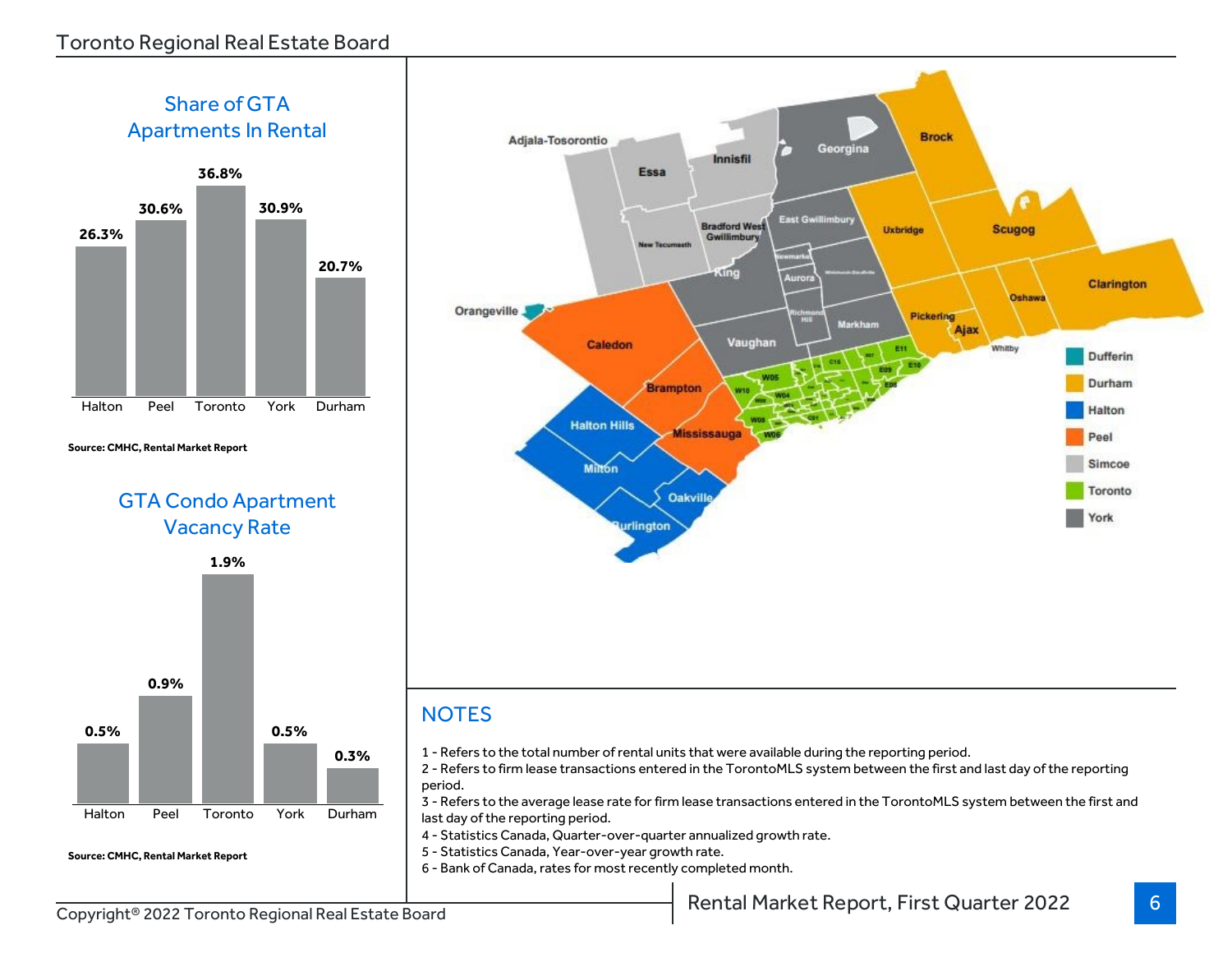## Share of GTA Apartments In Rental

26.3%
30.6%
36.8%
30.9%
20.7%

Halton
Peel
Toronto
York
Durham

**Source: CMHC, Rental Market Report**

## GTA Condo Apartment Vacancy Rate

0.5%
0.9%
1.9%
0.5%
0.3%

Halton
Peel
Toronto
York
Durham

**Source: CMHC, Rental Market Report**

Adjala-Tosorontio
Essa
Innisfil
Georgina
Brock
Bradford West Gwillimbury
New Tecumseth
East Gwillimbury
Uxbridge
Scugog
King
Newmarket
Aurora
Whitchurch-Stouffville
Clarington
Oshawa
Orangeville
Richmond Hill
Markham
Pickering
Ajax
Whitby
Caledon
Vaughan
Brampton
Halton Hills
Mississauga
Milton
Oakville
Burlington

Dufferin
Durham
Halton
Peel
Simcoe
Toronto
York

## NOTES

1 - Refers to the total number of rental units that were available during the reporting period.
2 - Refers to firm lease transactions entered in the TorontoMLS system between the first and last day of the reporting period.
3 - Refers to the average lease rate for firm lease transactions entered in the TorontoMLS system between the first and last day of the reporting period.
4 - Statistics Canada, Quarter-over-quarter annualized growth rate.
5 - Statistics Canada, Year-over-year growth rate.
6 - Bank of Canada, rates for most recently completed month.

Copyright® 2022 Toronto Regional Real Estate Board